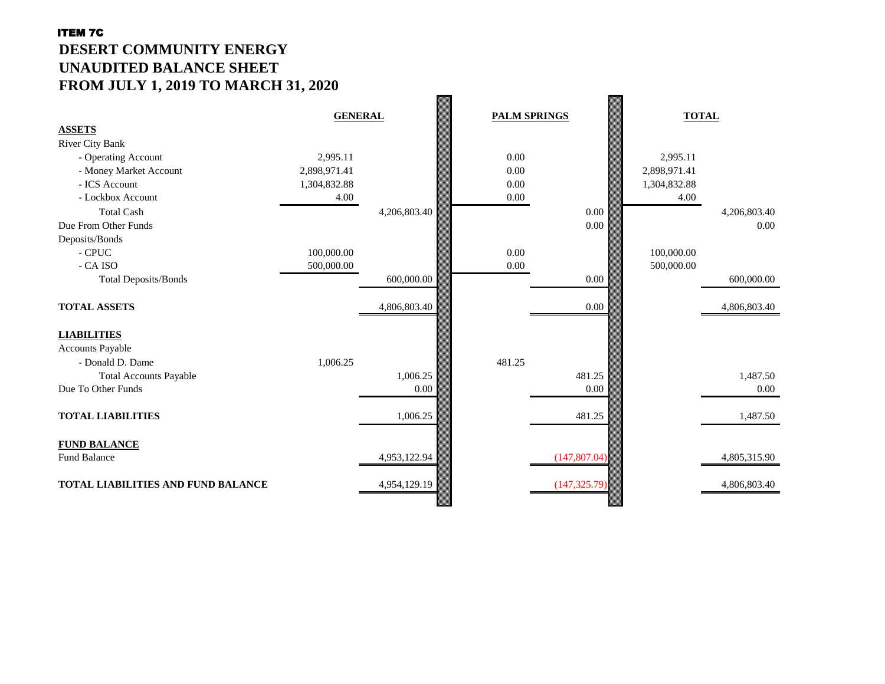ITEM 7C

# DESERT COMMUNITY ENERGY
# UNAUDITED BALANCE SHEET
# FROM JULY 1, 2019 TO MARCH 31, 2020

| | GENERAL | | PALM SPRINGS | | TOTAL | |
|---|---|---|---|---|---|---|
| **ASSETS** | | | | | | |
| River City Bank | | | | | | |
| - Operating Account | 2,995.11 | | 0.00 | | 2,995.11 | |
| - Money Market Account | 2,898,971.41 | | 0.00 | | 2,898,971.41 | |
| - ICS Account | 1,304,832.88 | | 0.00 | | 1,304,832.88 | |
| - Lockbox Account | 4.00 | | 0.00 | | 4.00 | |
| Total Cash | | 4,206,803.40 | | 0.00 | | 4,206,803.40 |
| Due From Other Funds | | | | 0.00 | | 0.00 |
| Deposits/Bonds | | | | | | |
| - CPUC | 100,000.00 | | 0.00 | | 100,000.00 | |
| - CA ISO | 500,000.00 | | 0.00 | | 500,000.00 | |
| Total Deposits/Bonds | | 600,000.00 | | 0.00 | | 600,000.00 |
| **TOTAL ASSETS** | | 4,806,803.40 | | 0.00 | | 4,806,803.40 |
| **LIABILITIES** | | | | | | |
| Accounts Payable | | | | | | |
| - Donald D. Dame | 1,006.25 | | 481.25 | | | |
| Total Accounts Payable | | 1,006.25 | | 481.25 | | 1,487.50 |
| Due To Other Funds | | 0.00 | | 0.00 | | 0.00 |
| **TOTAL LIABILITIES** | | 1,006.25 | | 481.25 | | 1,487.50 |
| **FUND BALANCE** | | | | | | |
| Fund Balance | | 4,953,122.94 | | (147,807.04) | | 4,805,315.90 |
| **TOTAL LIABILITIES AND FUND BALANCE** | | 4,954,129.19 | | (147,325.79) | | 4,806,803.40 |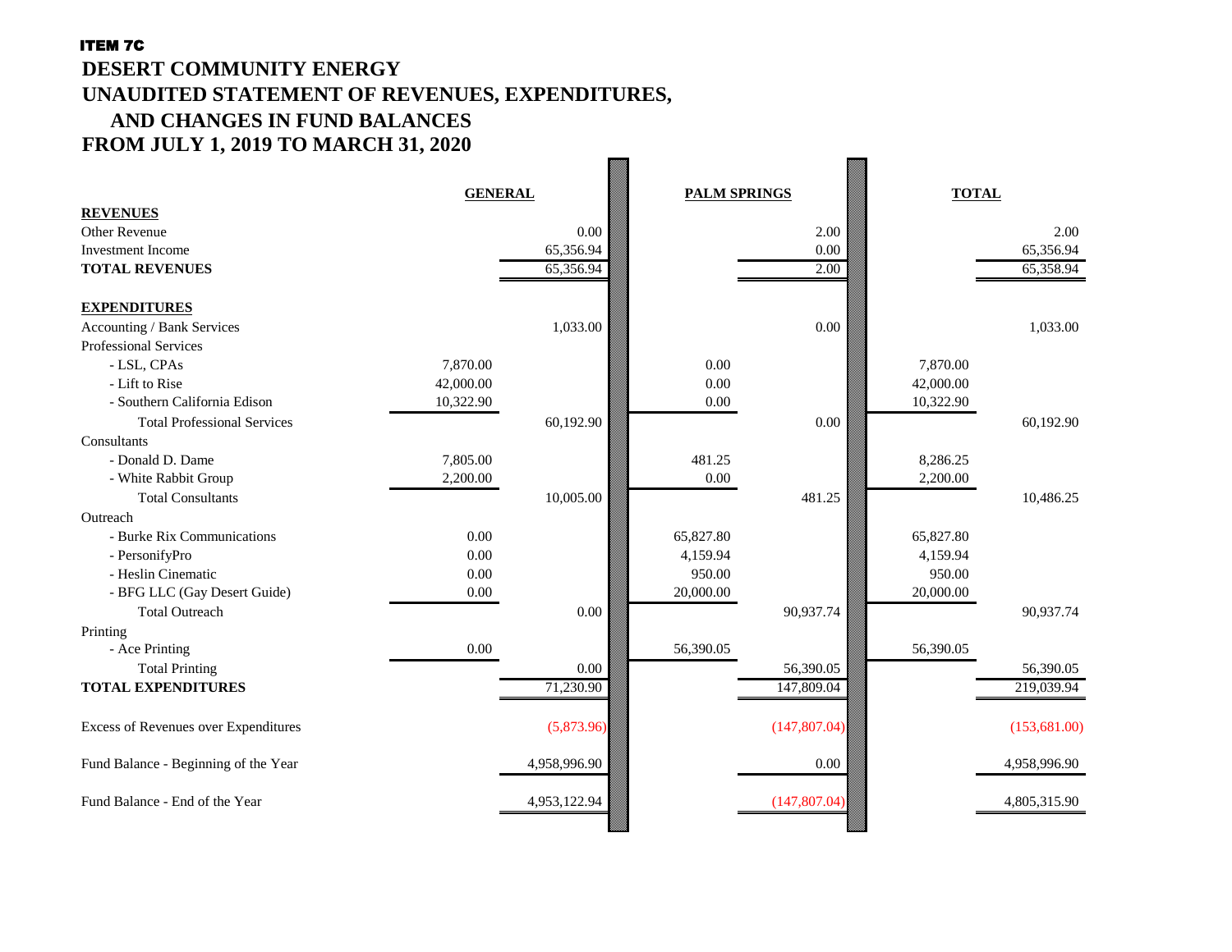ITEM 7C

# DESERT COMMUNITY ENERGY
## UNAUDITED STATEMENT OF REVENUES, EXPENDITURES, AND CHANGES IN FUND BALANCES
## FROM JULY 1, 2019 TO MARCH 31, 2020

| | GENERAL | | PALM SPRINGS | | TOTAL | |
|---|---|---|---|---|---|---|
| **REVENUES** | | | | | | |
| Other Revenue | | 0.00 | | 2.00 | | 2.00 |
| Investment Income | | 65,356.94 | | 0.00 | | 65,356.94 |
| **TOTAL REVENUES** | | 65,356.94 | | 2.00 | | 65,358.94 |
| | | | | | | |
| **EXPENDITURES** | | | | | | |
| Accounting / Bank Services | | 1,033.00 | | 0.00 | | 1,033.00 |
| Professional Services | | | | | | |
| - LSL, CPAs | 7,870.00 | | 0.00 | | 7,870.00 | |
| - Lift to Rise | 42,000.00 | | 0.00 | | 42,000.00 | |
| - Southern California Edison | 10,322.90 | | 0.00 | | 10,322.90 | |
| Total Professional Services | | 60,192.90 | | 0.00 | | 60,192.90 |
| Consultants | | | | | | |
| - Donald D. Dame | 7,805.00 | | 481.25 | | 8,286.25 | |
| - White Rabbit Group | 2,200.00 | | 0.00 | | 2,200.00 | |
| Total Consultants | | 10,005.00 | | 481.25 | | 10,486.25 |
| Outreach | | | | | | |
| - Burke Rix Communications | 0.00 | | 65,827.80 | | 65,827.80 | |
| - PersonifyPro | 0.00 | | 4,159.94 | | 4,159.94 | |
| - Heslin Cinematic | 0.00 | | 950.00 | | 950.00 | |
| - BFG LLC (Gay Desert Guide) | 0.00 | | 20,000.00 | | 20,000.00 | |
| Total Outreach | | 0.00 | | 90,937.74 | | 90,937.74 |
| Printing | | | | | | |
| - Ace Printing | 0.00 | | 56,390.05 | | 56,390.05 | |
| Total Printing | | 0.00 | | 56,390.05 | | 56,390.05 |
| **TOTAL EXPENDITURES** | | 71,230.90 | | 147,809.04 | | 219,039.94 |
| | | | | | | |
| Excess of Revenues over Expenditures | | (5,873.96) | | (147,807.04) | | (153,681.00) |
| | | | | | | |
| Fund Balance - Beginning of the Year | | 4,958,996.90 | | 0.00 | | 4,958,996.90 |
| | | | | | | |
| Fund Balance - End of the Year | | 4,953,122.94 | | (147,807.04) | | 4,805,315.90 |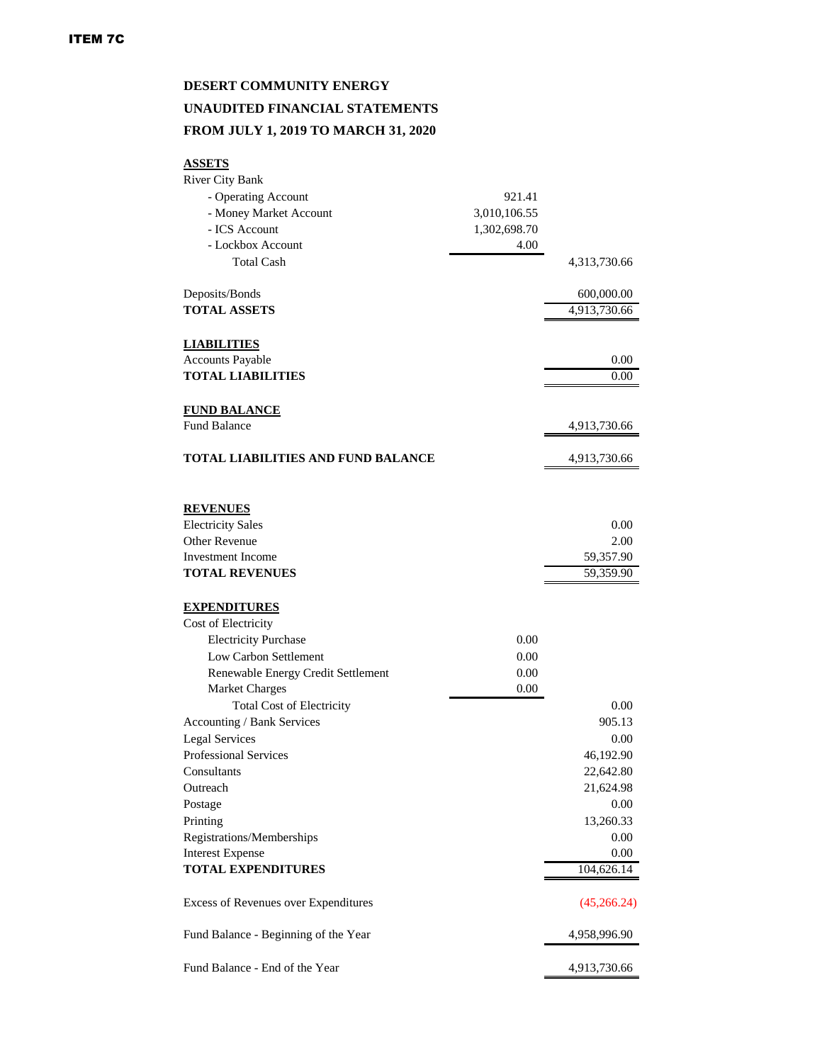ITEM 7C

# DESERT COMMUNITY ENERGY

## UNAUDITED FINANCIAL STATEMENTS

## FROM JULY 1, 2019 TO MARCH 31, 2020

| | | |
|---|---|---|
| **ASSETS** | | |
| River City Bank | | |
| - Operating Account | 921.41 | |
| - Money Market Account | 3,010,106.55 | |
| - ICS Account | 1,302,698.70 | |
| - Lockbox Account | 4.00 | |
| Total Cash | | 4,313,730.66 |
| Deposits/Bonds | | 600,000.00 |
| **TOTAL ASSETS** | | 4,913,730.66 |
| **LIABILITIES** | | |
| Accounts Payable | | 0.00 |
| **TOTAL LIABILITIES** | | 0.00 |
| **FUND BALANCE** | | |
| Fund Balance | | 4,913,730.66 |
| **TOTAL LIABILITIES AND FUND BALANCE** | | 4,913,730.66 |
| **REVENUES** | | |
| Electricity Sales | | 0.00 |
| Other Revenue | | 2.00 |
| Investment Income | | 59,357.90 |
| **TOTAL REVENUES** | | 59,359.90 |
| **EXPENDITURES** | | |
| Cost of Electricity | | |
| Electricity Purchase | 0.00 | |
| Low Carbon Settlement | 0.00 | |
| Renewable Energy Credit Settlement | 0.00 | |
| Market Charges | 0.00 | |
| Total Cost of Electricity | | 0.00 |
| Accounting / Bank Services | | 905.13 |
| Legal Services | | 0.00 |
| Professional Services | | 46,192.90 |
| Consultants | | 22,642.80 |
| Outreach | | 21,624.98 |
| Postage | | 0.00 |
| Printing | | 13,260.33 |
| Registrations/Memberships | | 0.00 |
| Interest Expense | | 0.00 |
| **TOTAL EXPENDITURES** | | 104,626.14 |
| Excess of Revenues over Expenditures | | (45,266.24) |
| Fund Balance - Beginning of the Year | | 4,958,996.90 |
| Fund Balance - End of the Year | | 4,913,730.66 |